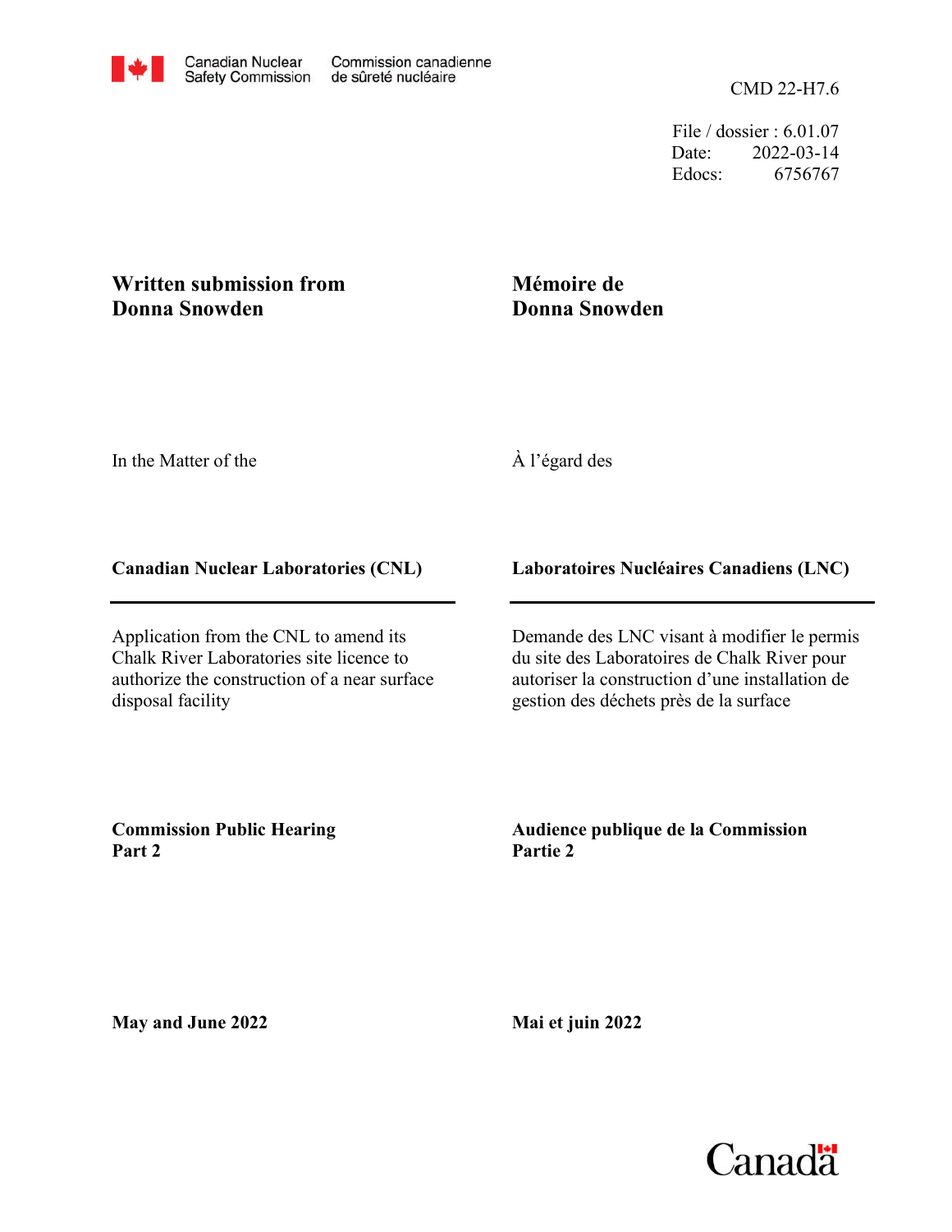Canadian Nuclear Safety Commission | Commission canadienne de sûreté nucléaire

CMD 22-H7.6

File / dossier : 6.01.07
Date: 2022-03-14
Edocs: 6756767

**Written submission from Donna Snowden**

**Mémoire de Donna Snowden**

In the Matter of the

À l'égard des

**Canadian Nuclear Laboratories (CNL)**

**Laboratoires Nucléaires Canadiens (LNC)**

Application from the CNL to amend its Chalk River Laboratories site licence to authorize the construction of a near surface disposal facility

Demande des LNC visant à modifier le permis du site des Laboratoires de Chalk River pour autoriser la construction d'une installation de gestion des déchets près de la surface

**Commission Public Hearing**
**Part 2**

**Audience publique de la Commission**
**Partie 2**

**May and June 2022**

**Mai et juin 2022**

Canada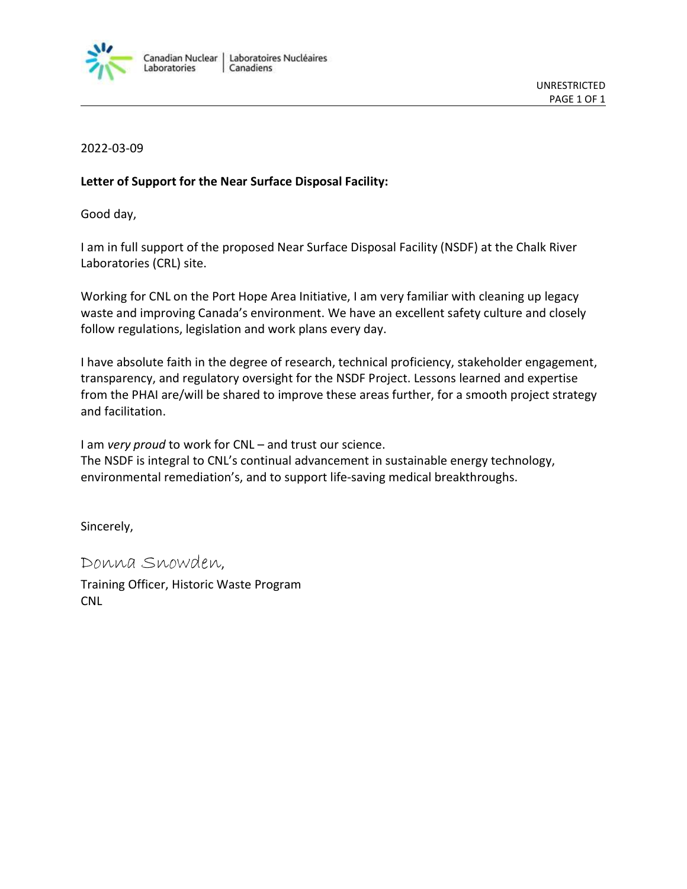2022-03-09

**Letter of Support for the Near Surface Disposal Facility:**

Good day,

I am in full support of the proposed Near Surface Disposal Facility (NSDF) at the Chalk River Laboratories (CRL) site.

Working for CNL on the Port Hope Area Initiative, I am very familiar with cleaning up legacy waste and improving Canada's environment. We have an excellent safety culture and closely follow regulations, legislation and work plans every day.

I have absolute faith in the degree of research, technical proficiency, stakeholder engagement, transparency, and regulatory oversight for the NSDF Project. Lessons learned and expertise from the PHAI are/will be shared to improve these areas further, for a smooth project strategy and facilitation.

I am *very proud* to work for CNL – and trust our science.
The NSDF is integral to CNL's continual advancement in sustainable energy technology, environmental remediation's, and to support life-saving medical breakthroughs.

Sincerely,

Donna Snowden,

Training Officer, Historic Waste Program
CNL